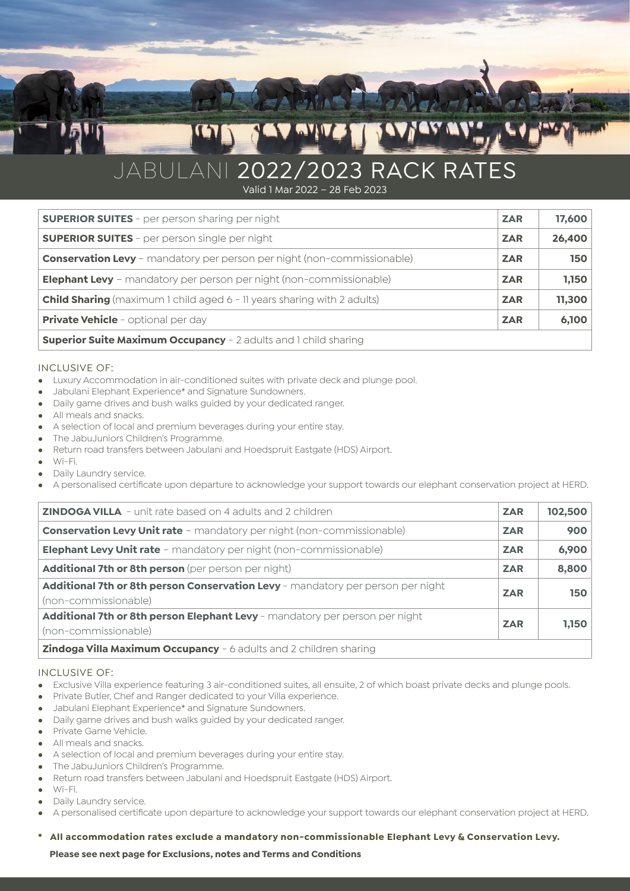# JABULANI 2022/2023 RACK RATES

Valid 1 Mar 2022 – 28 Feb 2023

| | | |
|---|---|---|
| **SUPERIOR SUITES** - per person sharing per night | **ZAR** | **17,600** |
| **SUPERIOR SUITES** - per person single per night | **ZAR** | **26,400** |
| **Conservation Levy** – mandatory per person per night (non-commissionable) | **ZAR** | **150** |
| **Elephant Levy** – mandatory per person per night (non-commissionable) | **ZAR** | **1,150** |
| **Child Sharing** (maximum 1 child aged 6 - 11 years sharing with 2 adults) | **ZAR** | **11,300** |
| **Private Vehicle** - optional per day | **ZAR** | **6,100** |
| **Superior Suite Maximum Occupancy** - 2 adults and 1 child sharing | | |

INCLUSIVE OF:

- Luxury Accommodation in air-conditioned suites with private deck and plunge pool.
- Jabulani Elephant Experience* and Signature Sundowners.
- Daily game drives and bush walks guided by your dedicated ranger.
- All meals and snacks.
- A selection of local and premium beverages during your entire stay.
- The JabuJuniors Children's Programme.
- Return road transfers between Jabulani and Hoedspruit Eastgate (HDS) Airport.
- Wi-Fi.
- Daily Laundry service.
- A personalised certificate upon departure to acknowledge your support towards our elephant conservation project at HERD.

| | | |
|---|---|---|
| **ZINDOGA VILLA** - unit rate based on 4 adults and 2 children | **ZAR** | **102,500** |
| **Conservation Levy Unit rate** – mandatory per night (non-commissionable) | **ZAR** | **900** |
| **Elephant Levy Unit rate** – mandatory per night (non-commissionable) | **ZAR** | **6,900** |
| **Additional 7th or 8th person** (per person per night) | **ZAR** | **8,800** |
| **Additional 7th or 8th person Conservation Levy** - mandatory per person per night (non-commissionable) | **ZAR** | **150** |
| **Additional 7th or 8th person Elephant Levy** - mandatory per person per night (non-commissionable) | **ZAR** | **1,150** |
| **Zindoga Villa Maximum Occupancy** - 6 adults and 2 children sharing | | |

INCLUSIVE OF:

- Exclusive Villa experience featuring 3 air-conditioned suites, all ensuite, 2 of which boast private decks and plunge pools.
- Private Butler, Chef and Ranger dedicated to your Villa experience.
- Jabulani Elephant Experience* and Signature Sundowners.
- Daily game drives and bush walks guided by your dedicated ranger.
- Private Game Vehicle.
- All meals and snacks.
- A selection of local and premium beverages during your entire stay.
- The JabuJuniors Children's Programme.
- Return road transfers between Jabulani and Hoedspruit Eastgate (HDS) Airport.
- Wi-Fi.
- Daily Laundry service.
- A personalised certificate upon departure to acknowledge your support towards our elephant conservation project at HERD.

**\* All accommodation rates exclude a mandatory non-commissionable Elephant Levy & Conservation Levy.**

**Please see next page for Exclusions, notes and Terms and Conditions**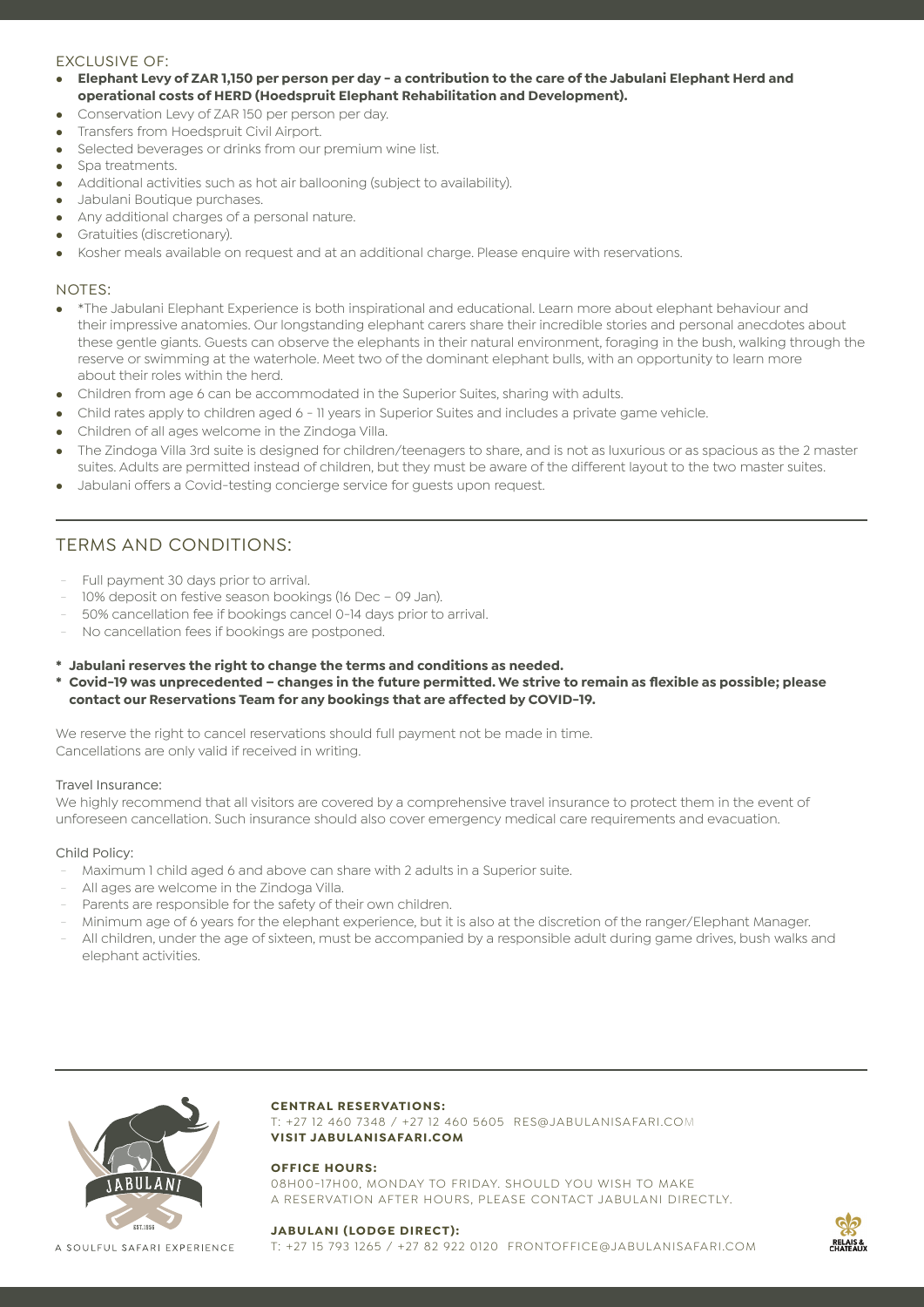## EXCLUSIVE OF:

- **Elephant Levy of ZAR 1,150 per person per day – a contribution to the care of the Jabulani Elephant Herd and operational costs of HERD (Hoedspruit Elephant Rehabilitation and Development).**
- Conservation Levy of ZAR 150 per person per day.
- Transfers from Hoedspruit Civil Airport.
- Selected beverages or drinks from our premium wine list.
- Spa treatments.
- Additional activities such as hot air ballooning (subject to availability).
- Jabulani Boutique purchases.
- Any additional charges of a personal nature.
- Gratuities (discretionary).
- Kosher meals available on request and at an additional charge. Please enquire with reservations.

## NOTES:

- *The Jabulani Elephant Experience is both inspirational and educational. Learn more about elephant behaviour and their impressive anatomies. Our longstanding elephant carers share their incredible stories and personal anecdotes about these gentle giants. Guests can observe the elephants in their natural environment, foraging in the bush, walking through the reserve or swimming at the waterhole. Meet two of the dominant elephant bulls, with an opportunity to learn more about their roles within the herd.
- Children from age 6 can be accommodated in the Superior Suites, sharing with adults.
- Child rates apply to children aged 6 - 11 years in Superior Suites and includes a private game vehicle.
- Children of all ages welcome in the Zindoga Villa.
- The Zindoga Villa 3rd suite is designed for children/teenagers to share, and is not as luxurious or as spacious as the 2 master suites. Adults are permitted instead of children, but they must be aware of the different layout to the two master suites.
- Jabulani offers a Covid-testing concierge service for guests upon request.

## TERMS AND CONDITIONS:

- Full payment 30 days prior to arrival.
- 10% deposit on festive season bookings (16 Dec – 09 Jan).
- 50% cancellation fee if bookings cancel 0-14 days prior to arrival.
- No cancellation fees if bookings are postponed.

**\* Jabulani reserves the right to change the terms and conditions as needed.**
**\* Covid-19 was unprecedented – changes in the future permitted. We strive to remain as flexible as possible; please contact our Reservations Team for any bookings that are affected by COVID-19.**

We reserve the right to cancel reservations should full payment not be made in time.
Cancellations are only valid if received in writing.

Travel Insurance:
We highly recommend that all visitors are covered by a comprehensive travel insurance to protect them in the event of unforeseen cancellation. Such insurance should also cover emergency medical care requirements and evacuation.

Child Policy:

- Maximum 1 child aged 6 and above can share with 2 adults in a Superior suite.
- All ages are welcome in the Zindoga Villa.
- Parents are responsible for the safety of their own children.
- Minimum age of 6 years for the elephant experience, but it is also at the discretion of the ranger/Elephant Manager.
- All children, under the age of sixteen, must be accompanied by a responsible adult during game drives, bush walks and elephant activities.

JABULANI
EST.1956
A SOULFUL SAFARI EXPERIENCE

**CENTRAL RESERVATIONS:**
T: +27 12 460 7348 / +27 12 460 5605 RES@JABULANISAFARI.COM
**VISIT JABULANISAFARI.COM**

**OFFICE HOURS:**
08H00-17H00, MONDAY TO FRIDAY. SHOULD YOU WISH TO MAKE A RESERVATION AFTER HOURS, PLEASE CONTACT JABULANI DIRECTLY.

**JABULANI (LODGE DIRECT):**
T: +27 15 793 1265 / +27 82 922 0120 FRONTOFFICE@JABULANISAFARI.COM

RELAIS & CHATEAUX